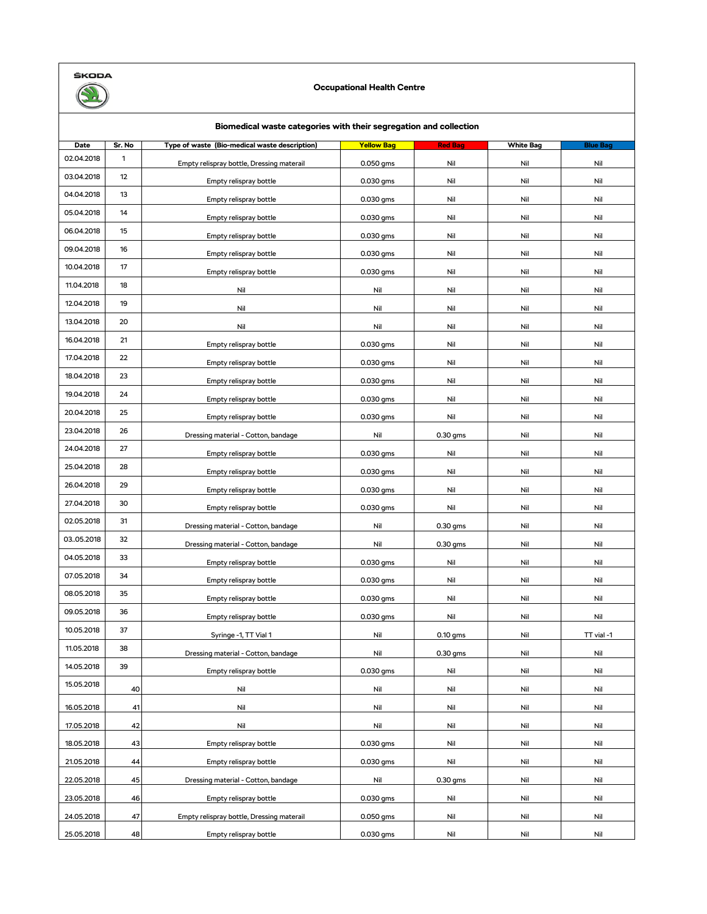ŠKODA

**Occupational Health Centre**

**Biomedical waste categories with their segregation and collection**

| Date | Sr. No | Type of waste (Bio-medical waste description) | Yellow Bag | Red Bag | White Bag | Blue Bag |
|---|---|---|---|---|---|---|
| 02.04.2018 | 1 | Empty relispray bottle, Dressing materail | 0.050 gms | Nil | Nil | Nil |
| 03.04.2018 | 12 | Empty relispray bottle | 0.030 gms | Nil | Nil | Nil |
| 04.04.2018 | 13 | Empty relispray bottle | 0.030 gms | Nil | Nil | Nil |
| 05.04.2018 | 14 | Empty relispray bottle | 0.030 gms | Nil | Nil | Nil |
| 06.04.2018 | 15 | Empty relispray bottle | 0.030 gms | Nil | Nil | Nil |
| 09.04.2018 | 16 | Empty relispray bottle | 0.030 gms | Nil | Nil | Nil |
| 10.04.2018 | 17 | Empty relispray bottle | 0.030 gms | Nil | Nil | Nil |
| 11.04.2018 | 18 | Nil | Nil | Nil | Nil | Nil |
| 12.04.2018 | 19 | Nil | Nil | Nil | Nil | Nil |
| 13.04.2018 | 20 | Nil | Nil | Nil | Nil | Nil |
| 16.04.2018 | 21 | Empty relispray bottle | 0.030 gms | Nil | Nil | Nil |
| 17.04.2018 | 22 | Empty relispray bottle | 0.030 gms | Nil | Nil | Nil |
| 18.04.2018 | 23 | Empty relispray bottle | 0.030 gms | Nil | Nil | Nil |
| 19.04.2018 | 24 | Empty relispray bottle | 0.030 gms | Nil | Nil | Nil |
| 20.04.2018 | 25 | Empty relispray bottle | 0.030 gms | Nil | Nil | Nil |
| 23.04.2018 | 26 | Dressing material - Cotton, bandage | Nil | 0.30 gms | Nil | Nil |
| 24.04.2018 | 27 | Empty relispray bottle | 0.030 gms | Nil | Nil | Nil |
| 25.04.2018 | 28 | Empty relispray bottle | 0.030 gms | Nil | Nil | Nil |
| 26.04.2018 | 29 | Empty relispray bottle | 0.030 gms | Nil | Nil | Nil |
| 27.04.2018 | 30 | Empty relispray bottle | 0.030 gms | Nil | Nil | Nil |
| 02.05.2018 | 31 | Dressing material - Cotton, bandage | Nil | 0.30 gms | Nil | Nil |
| 03..05.2018 | 32 | Dressing material - Cotton, bandage | Nil | 0.30 gms | Nil | Nil |
| 04.05.2018 | 33 | Empty relispray bottle | 0.030 gms | Nil | Nil | Nil |
| 07.05.2018 | 34 | Empty relispray bottle | 0.030 gms | Nil | Nil | Nil |
| 08.05.2018 | 35 | Empty relispray bottle | 0.030 gms | Nil | Nil | Nil |
| 09.05.2018 | 36 | Empty relispray bottle | 0.030 gms | Nil | Nil | Nil |
| 10.05.2018 | 37 | Syringe -1, TT Vial 1 | Nil | 0.10 gms | Nil | TT vial -1 |
| 11.05.2018 | 38 | Dressing material - Cotton, bandage | Nil | 0.30 gms | Nil | Nil |
| 14.05.2018 | 39 | Empty relispray bottle | 0.030 gms | Nil | Nil | Nil |
| 15.05.2018 | 40 | Nil | Nil | Nil | Nil | Nil |
| 16.05.2018 | 41 | Nil | Nil | Nil | Nil | Nil |
| 17.05.2018 | 42 | Nil | Nil | Nil | Nil | Nil |
| 18.05.2018 | 43 | Empty relispray bottle | 0.030 gms | Nil | Nil | Nil |
| 21.05.2018 | 44 | Empty relispray bottle | 0.030 gms | Nil | Nil | Nil |
| 22.05.2018 | 45 | Dressing material - Cotton, bandage | Nil | 0.30 gms | Nil | Nil |
| 23.05.2018 | 46 | Empty relispray bottle | 0.030 gms | Nil | Nil | Nil |
| 24.05.2018 | 47 | Empty relispray bottle, Dressing materail | 0.050 gms | Nil | Nil | Nil |
| 25.05.2018 | 48 | Empty relispray bottle | 0.030 gms | Nil | Nil | Nil |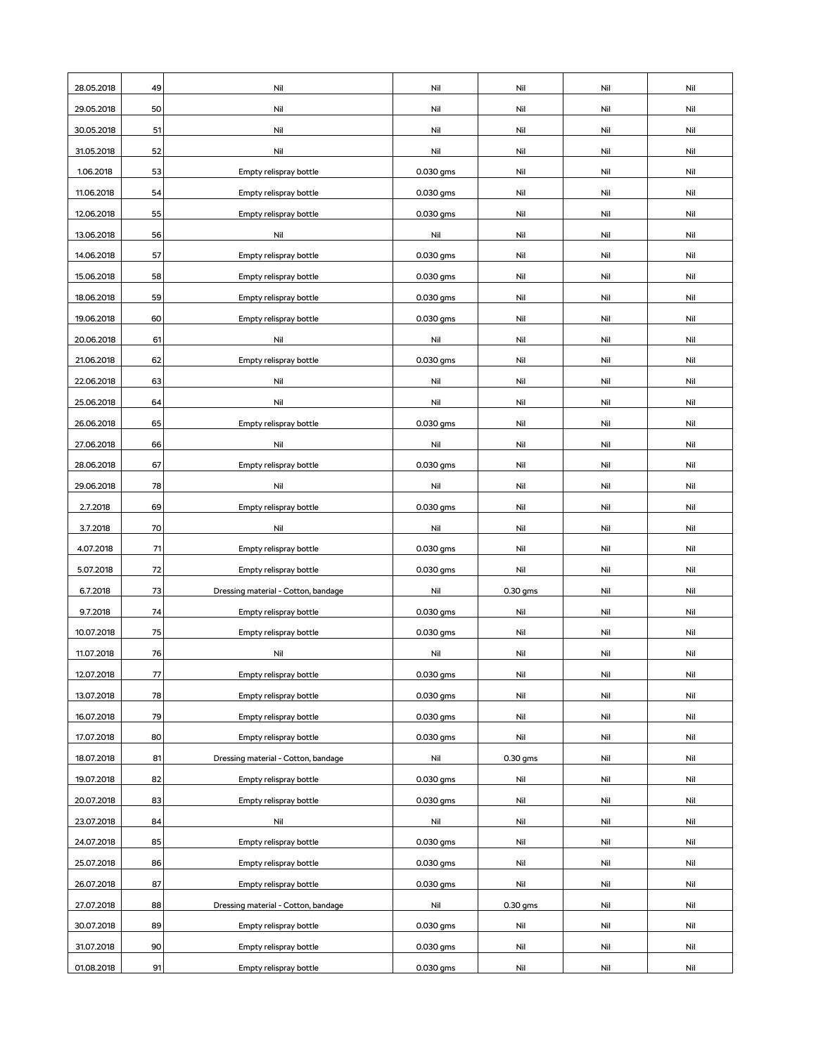| | | | | | | |
|---|---|---|---|---|---|---|
| 28.05.2018 | 49 | Nil | Nil | Nil | Nil | Nil |
| 29.05.2018 | 50 | Nil | Nil | Nil | Nil | Nil |
| 30.05.2018 | 51 | Nil | Nil | Nil | Nil | Nil |
| 31.05.2018 | 52 | Nil | Nil | Nil | Nil | Nil |
| 1.06.2018 | 53 | Empty relispray bottle | 0.030 gms | Nil | Nil | Nil |
| 11.06.2018 | 54 | Empty relispray bottle | 0.030 gms | Nil | Nil | Nil |
| 12.06.2018 | 55 | Empty relispray bottle | 0.030 gms | Nil | Nil | Nil |
| 13.06.2018 | 56 | Nil | Nil | Nil | Nil | Nil |
| 14.06.2018 | 57 | Empty relispray bottle | 0.030 gms | Nil | Nil | Nil |
| 15.06.2018 | 58 | Empty relispray bottle | 0.030 gms | Nil | Nil | Nil |
| 18.06.2018 | 59 | Empty relispray bottle | 0.030 gms | Nil | Nil | Nil |
| 19.06.2018 | 60 | Empty relispray bottle | 0.030 gms | Nil | Nil | Nil |
| 20.06.2018 | 61 | Nil | Nil | Nil | Nil | Nil |
| 21.06.2018 | 62 | Empty relispray bottle | 0.030 gms | Nil | Nil | Nil |
| 22.06.2018 | 63 | Nil | Nil | Nil | Nil | Nil |
| 25.06.2018 | 64 | Nil | Nil | Nil | Nil | Nil |
| 26.06.2018 | 65 | Empty relispray bottle | 0.030 gms | Nil | Nil | Nil |
| 27.06.2018 | 66 | Nil | Nil | Nil | Nil | Nil |
| 28.06.2018 | 67 | Empty relispray bottle | 0.030 gms | Nil | Nil | Nil |
| 29.06.2018 | 78 | Nil | Nil | Nil | Nil | Nil |
| 2.7.2018 | 69 | Empty relispray bottle | 0.030 gms | Nil | Nil | Nil |
| 3.7.2018 | 70 | Nil | Nil | Nil | Nil | Nil |
| 4.07.2018 | 71 | Empty relispray bottle | 0.030 gms | Nil | Nil | Nil |
| 5.07.2018 | 72 | Empty relispray bottle | 0.030 gms | Nil | Nil | Nil |
| 6.7.2018 | 73 | Dressing material - Cotton, bandage | Nil | 0.30 gms | Nil | Nil |
| 9.7.2018 | 74 | Empty relispray bottle | 0.030 gms | Nil | Nil | Nil |
| 10.07.2018 | 75 | Empty relispray bottle | 0.030 gms | Nil | Nil | Nil |
| 11.07.2018 | 76 | Nil | Nil | Nil | Nil | Nil |
| 12.07.2018 | 77 | Empty relispray bottle | 0.030 gms | Nil | Nil | Nil |
| 13.07.2018 | 78 | Empty relispray bottle | 0.030 gms | Nil | Nil | Nil |
| 16.07.2018 | 79 | Empty relispray bottle | 0.030 gms | Nil | Nil | Nil |
| 17.07.2018 | 80 | Empty relispray bottle | 0.030 gms | Nil | Nil | Nil |
| 18.07.2018 | 81 | Dressing material - Cotton, bandage | Nil | 0.30 gms | Nil | Nil |
| 19.07.2018 | 82 | Empty relispray bottle | 0.030 gms | Nil | Nil | Nil |
| 20.07.2018 | 83 | Empty relispray bottle | 0.030 gms | Nil | Nil | Nil |
| 23.07.2018 | 84 | Nil | Nil | Nil | Nil | Nil |
| 24.07.2018 | 85 | Empty relispray bottle | 0.030 gms | Nil | Nil | Nil |
| 25.07.2018 | 86 | Empty relispray bottle | 0.030 gms | Nil | Nil | Nil |
| 26.07.2018 | 87 | Empty relispray bottle | 0.030 gms | Nil | Nil | Nil |
| 27.07.2018 | 88 | Dressing material - Cotton, bandage | Nil | 0.30 gms | Nil | Nil |
| 30.07.2018 | 89 | Empty relispray bottle | 0.030 gms | Nil | Nil | Nil |
| 31.07.2018 | 90 | Empty relispray bottle | 0.030 gms | Nil | Nil | Nil |
| 01.08.2018 | 91 | Empty relispray bottle | 0.030 gms | Nil | Nil | Nil |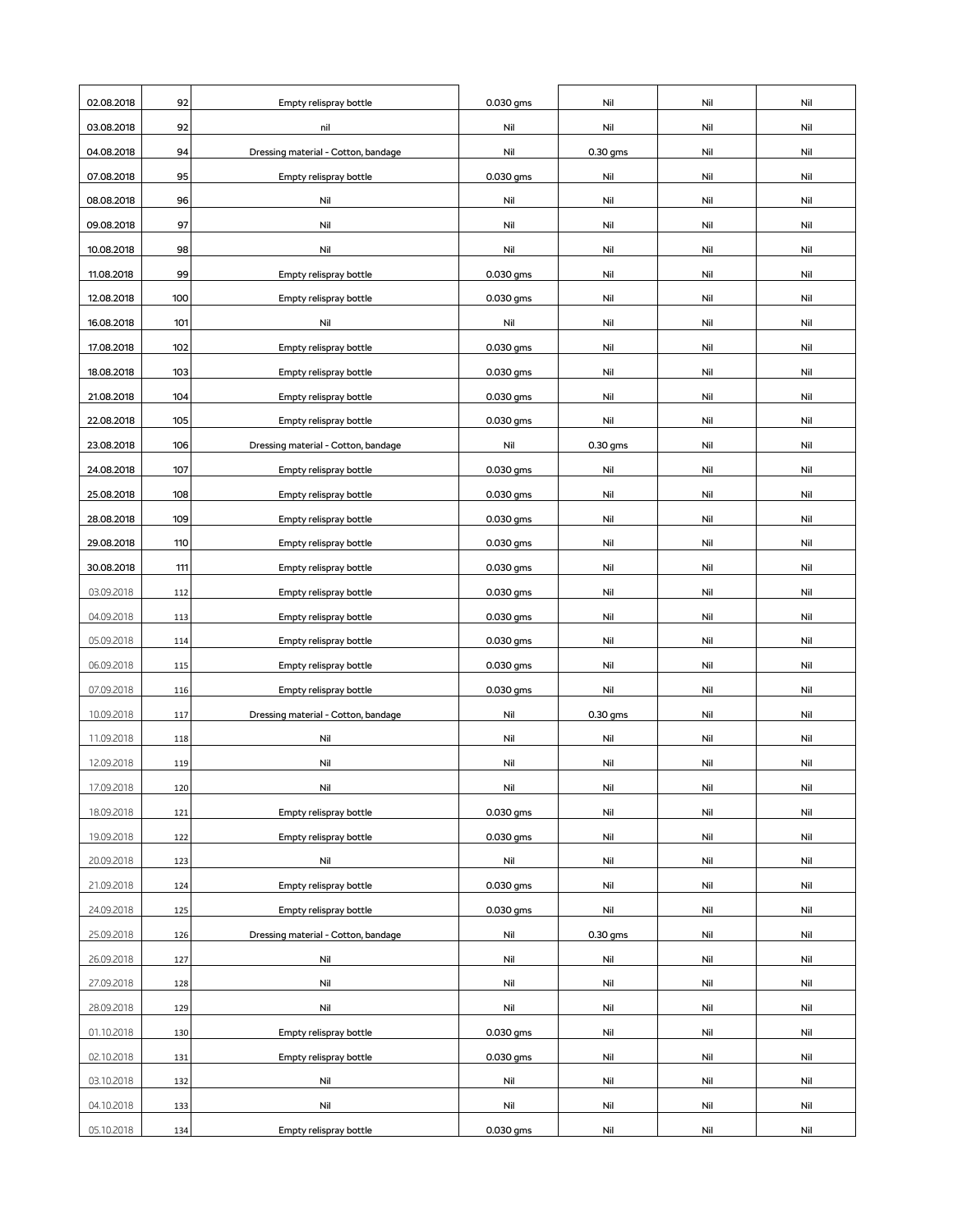| | | | | | | |
|---|---|---|---|---|---|---|
| 02.08.2018 | 92 | Empty relispray bottle | 0.030 gms | Nil | Nil | Nil |
| 03.08.2018 | 92 | nil | Nil | Nil | Nil | Nil |
| 04.08.2018 | 94 | Dressing material - Cotton, bandage | Nil | 0.30 gms | Nil | Nil |
| 07.08.2018 | 95 | Empty relispray bottle | 0.030 gms | Nil | Nil | Nil |
| 08.08.2018 | 96 | Nil | Nil | Nil | Nil | Nil |
| 09.08.2018 | 97 | Nil | Nil | Nil | Nil | Nil |
| 10.08.2018 | 98 | Nil | Nil | Nil | Nil | Nil |
| 11.08.2018 | 99 | Empty relispray bottle | 0.030 gms | Nil | Nil | Nil |
| 12.08.2018 | 100 | Empty relispray bottle | 0.030 gms | Nil | Nil | Nil |
| 16.08.2018 | 101 | Nil | Nil | Nil | Nil | Nil |
| 17.08.2018 | 102 | Empty relispray bottle | 0.030 gms | Nil | Nil | Nil |
| 18.08.2018 | 103 | Empty relispray bottle | 0.030 gms | Nil | Nil | Nil |
| 21.08.2018 | 104 | Empty relispray bottle | 0.030 gms | Nil | Nil | Nil |
| 22.08.2018 | 105 | Empty relispray bottle | 0.030 gms | Nil | Nil | Nil |
| 23.08.2018 | 106 | Dressing material - Cotton, bandage | Nil | 0.30 gms | Nil | Nil |
| 24.08.2018 | 107 | Empty relispray bottle | 0.030 gms | Nil | Nil | Nil |
| 25.08.2018 | 108 | Empty relispray bottle | 0.030 gms | Nil | Nil | Nil |
| 28.08.2018 | 109 | Empty relispray bottle | 0.030 gms | Nil | Nil | Nil |
| 29.08.2018 | 110 | Empty relispray bottle | 0.030 gms | Nil | Nil | Nil |
| 30.08.2018 | 111 | Empty relispray bottle | 0.030 gms | Nil | Nil | Nil |
| 03.09.2018 | 112 | Empty relispray bottle | 0.030 gms | Nil | Nil | Nil |
| 04.09.2018 | 113 | Empty relispray bottle | 0.030 gms | Nil | Nil | Nil |
| 05.09.2018 | 114 | Empty relispray bottle | 0.030 gms | Nil | Nil | Nil |
| 06.09.2018 | 115 | Empty relispray bottle | 0.030 gms | Nil | Nil | Nil |
| 07.09.2018 | 116 | Empty relispray bottle | 0.030 gms | Nil | Nil | Nil |
| 10.09.2018 | 117 | Dressing material - Cotton, bandage | Nil | 0.30 gms | Nil | Nil |
| 11.09.2018 | 118 | Nil | Nil | Nil | Nil | Nil |
| 12.09.2018 | 119 | Nil | Nil | Nil | Nil | Nil |
| 17.09.2018 | 120 | Nil | Nil | Nil | Nil | Nil |
| 18.09.2018 | 121 | Empty relispray bottle | 0.030 gms | Nil | Nil | Nil |
| 19.09.2018 | 122 | Empty relispray bottle | 0.030 gms | Nil | Nil | Nil |
| 20.09.2018 | 123 | Nil | Nil | Nil | Nil | Nil |
| 21.09.2018 | 124 | Empty relispray bottle | 0.030 gms | Nil | Nil | Nil |
| 24.09.2018 | 125 | Empty relispray bottle | 0.030 gms | Nil | Nil | Nil |
| 25.09.2018 | 126 | Dressing material - Cotton, bandage | Nil | 0.30 gms | Nil | Nil |
| 26.09.2018 | 127 | Nil | Nil | Nil | Nil | Nil |
| 27.09.2018 | 128 | Nil | Nil | Nil | Nil | Nil |
| 28.09.2018 | 129 | Nil | Nil | Nil | Nil | Nil |
| 01.10.2018 | 130 | Empty relispray bottle | 0.030 gms | Nil | Nil | Nil |
| 02.10.2018 | 131 | Empty relispray bottle | 0.030 gms | Nil | Nil | Nil |
| 03.10.2018 | 132 | Nil | Nil | Nil | Nil | Nil |
| 04.10.2018 | 133 | Nil | Nil | Nil | Nil | Nil |
| 05.10.2018 | 134 | Empty relispray bottle | 0.030 gms | Nil | Nil | Nil |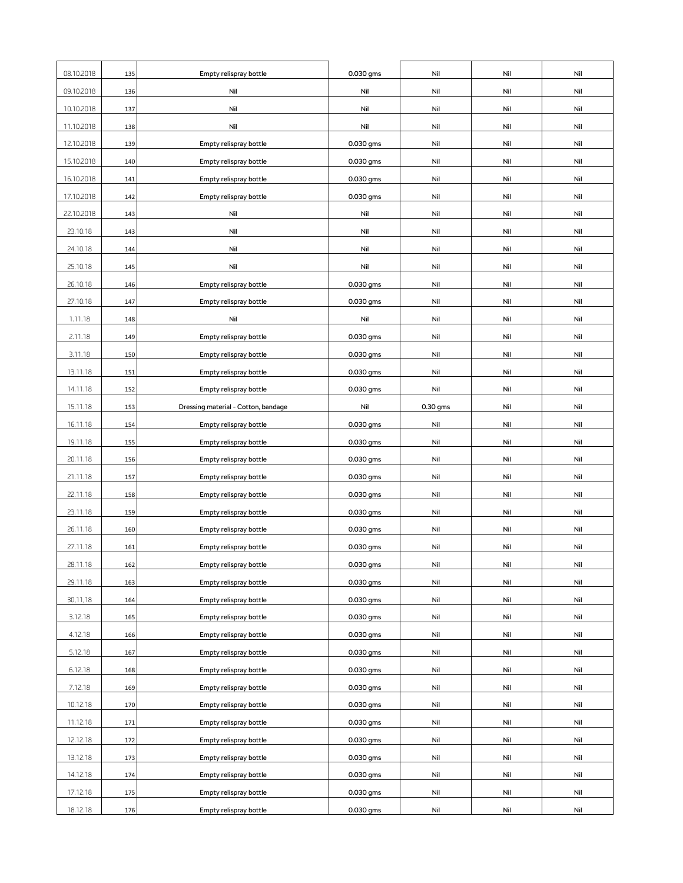| | | | | | | |
|---|---|---|---|---|---|---|
| 08.10.2018 | 135 | Empty relispray bottle | 0.030 gms | Nil | Nil | Nil |
| 09.10.2018 | 136 | Nil | Nil | Nil | Nil | Nil |
| 10.10.2018 | 137 | Nil | Nil | Nil | Nil | Nil |
| 11.10.2018 | 138 | Nil | Nil | Nil | Nil | Nil |
| 12.10.2018 | 139 | Empty relispray bottle | 0.030 gms | Nil | Nil | Nil |
| 15.10.2018 | 140 | Empty relispray bottle | 0.030 gms | Nil | Nil | Nil |
| 16.10.2018 | 141 | Empty relispray bottle | 0.030 gms | Nil | Nil | Nil |
| 17.10.2018 | 142 | Empty relispray bottle | 0.030 gms | Nil | Nil | Nil |
| 22.10.2018 | 143 | Nil | Nil | Nil | Nil | Nil |
| 23.10.18 | 143 | Nil | Nil | Nil | Nil | Nil |
| 24.10.18 | 144 | Nil | Nil | Nil | Nil | Nil |
| 25.10.18 | 145 | Nil | Nil | Nil | Nil | Nil |
| 26.10.18 | 146 | Empty relispray bottle | 0.030 gms | Nil | Nil | Nil |
| 27.10.18 | 147 | Empty relispray bottle | 0.030 gms | Nil | Nil | Nil |
| 1.11.18 | 148 | Nil | Nil | Nil | Nil | Nil |
| 2.11.18 | 149 | Empty relispray bottle | 0.030 gms | Nil | Nil | Nil |
| 3.11.18 | 150 | Empty relispray bottle | 0.030 gms | Nil | Nil | Nil |
| 13.11.18 | 151 | Empty relispray bottle | 0.030 gms | Nil | Nil | Nil |
| 14.11.18 | 152 | Empty relispray bottle | 0.030 gms | Nil | Nil | Nil |
| 15.11.18 | 153 | Dressing material - Cotton, bandage | Nil | 0.30 gms | Nil | Nil |
| 16.11.18 | 154 | Empty relispray bottle | 0.030 gms | Nil | Nil | Nil |
| 19.11.18 | 155 | Empty relispray bottle | 0.030 gms | Nil | Nil | Nil |
| 20.11.18 | 156 | Empty relispray bottle | 0.030 gms | Nil | Nil | Nil |
| 21.11.18 | 157 | Empty relispray bottle | 0.030 gms | Nil | Nil | Nil |
| 22.11.18 | 158 | Empty relispray bottle | 0.030 gms | Nil | Nil | Nil |
| 23.11.18 | 159 | Empty relispray bottle | 0.030 gms | Nil | Nil | Nil |
| 26.11.18 | 160 | Empty relispray bottle | 0.030 gms | Nil | Nil | Nil |
| 27.11.18 | 161 | Empty relispray bottle | 0.030 gms | Nil | Nil | Nil |
| 28.11.18 | 162 | Empty relispray bottle | 0.030 gms | Nil | Nil | Nil |
| 29.11.18 | 163 | Empty relispray bottle | 0.030 gms | Nil | Nil | Nil |
| 30,11,18 | 164 | Empty relispray bottle | 0.030 gms | Nil | Nil | Nil |
| 3.12.18 | 165 | Empty relispray bottle | 0.030 gms | Nil | Nil | Nil |
| 4.12.18 | 166 | Empty relispray bottle | 0.030 gms | Nil | Nil | Nil |
| 5.12.18 | 167 | Empty relispray bottle | 0.030 gms | Nil | Nil | Nil |
| 6.12.18 | 168 | Empty relispray bottle | 0.030 gms | Nil | Nil | Nil |
| 7.12.18 | 169 | Empty relispray bottle | 0.030 gms | Nil | Nil | Nil |
| 10.12.18 | 170 | Empty relispray bottle | 0.030 gms | Nil | Nil | Nil |
| 11.12.18 | 171 | Empty relispray bottle | 0.030 gms | Nil | Nil | Nil |
| 12.12.18 | 172 | Empty relispray bottle | 0.030 gms | Nil | Nil | Nil |
| 13.12.18 | 173 | Empty relispray bottle | 0.030 gms | Nil | Nil | Nil |
| 14.12.18 | 174 | Empty relispray bottle | 0.030 gms | Nil | Nil | Nil |
| 17.12.18 | 175 | Empty relispray bottle | 0.030 gms | Nil | Nil | Nil |
| 18.12.18 | 176 | Empty relispray bottle | 0.030 gms | Nil | Nil | Nil |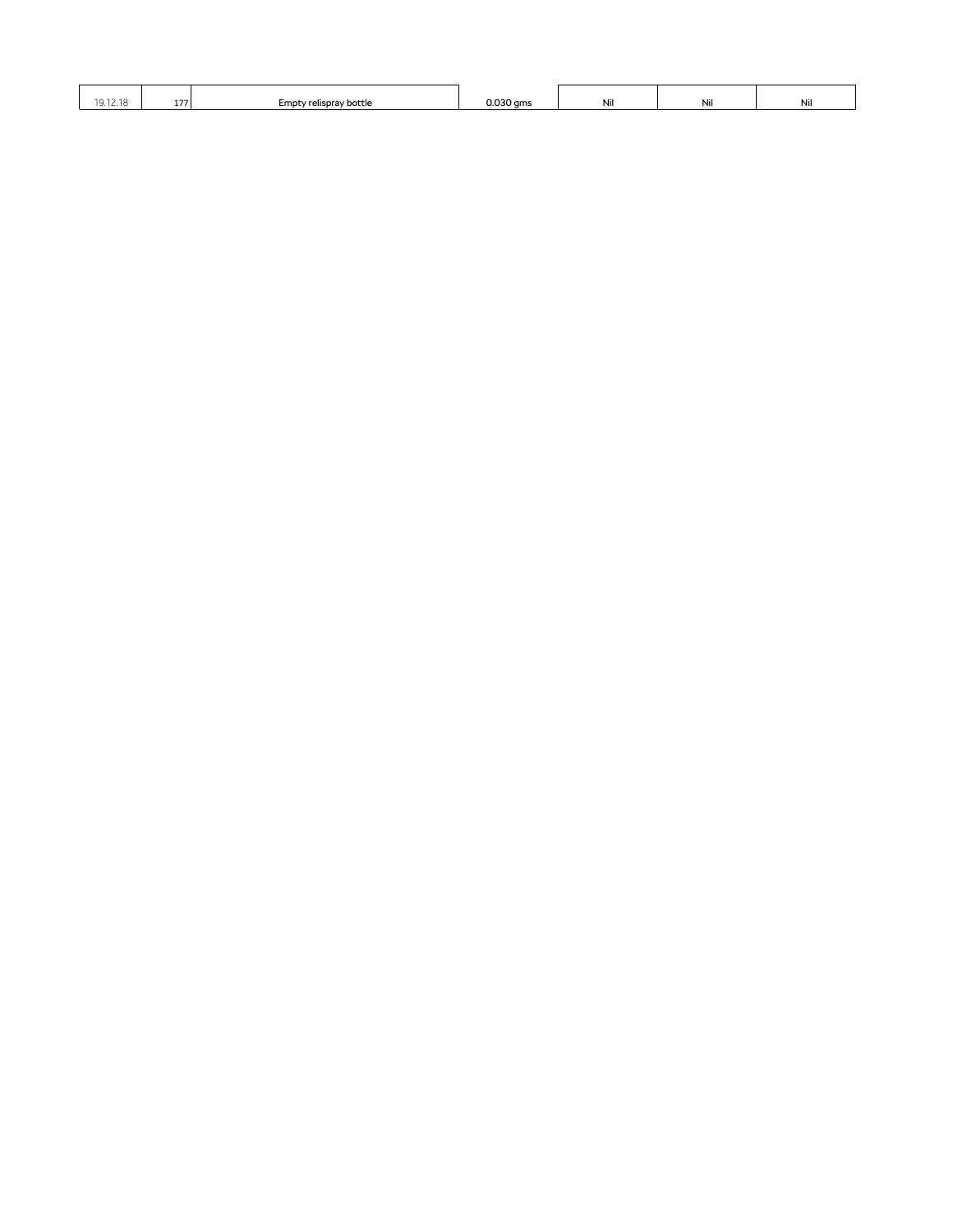| | | | | | | |
|---|---|---|---|---|---|---|
| 19.12.18 | 177 | Empty relispray bottle | 0.030 gms | Nil | Nil | Nil |